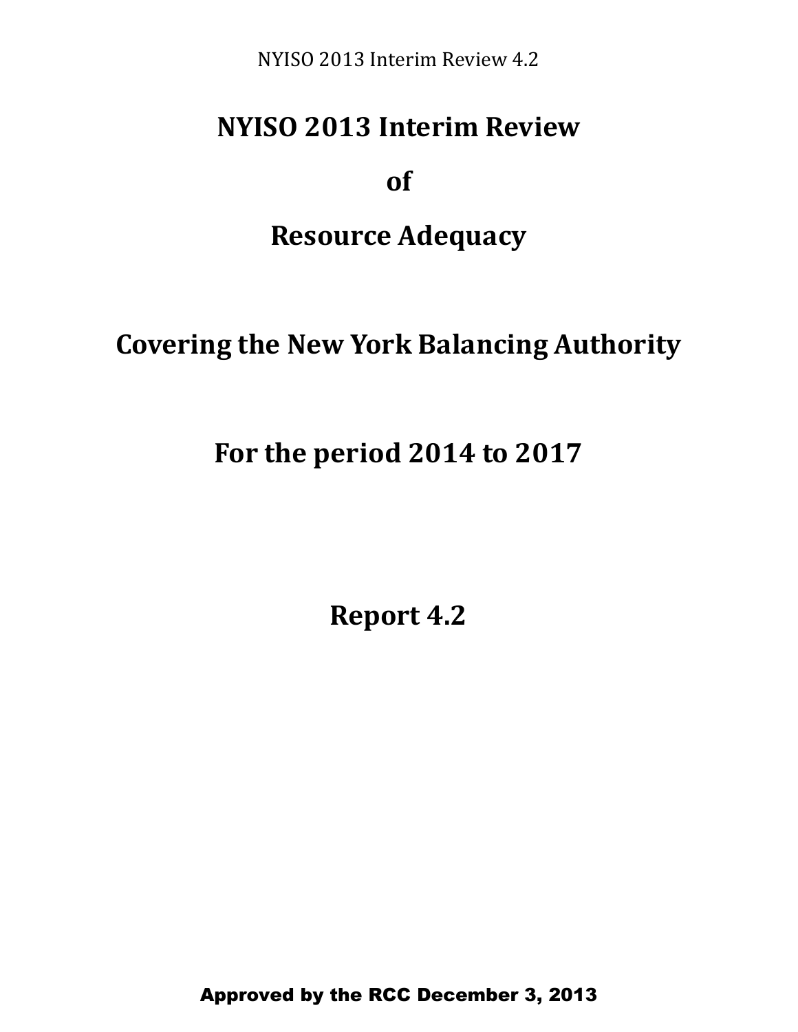# NYISO 2013 Interim Review

# of

# Resource Adequacy

## Covering the New York Balancing Authority

## For the period 2014 to 2017

## Report 4.2

**Approved by the RCC December 3, 2013**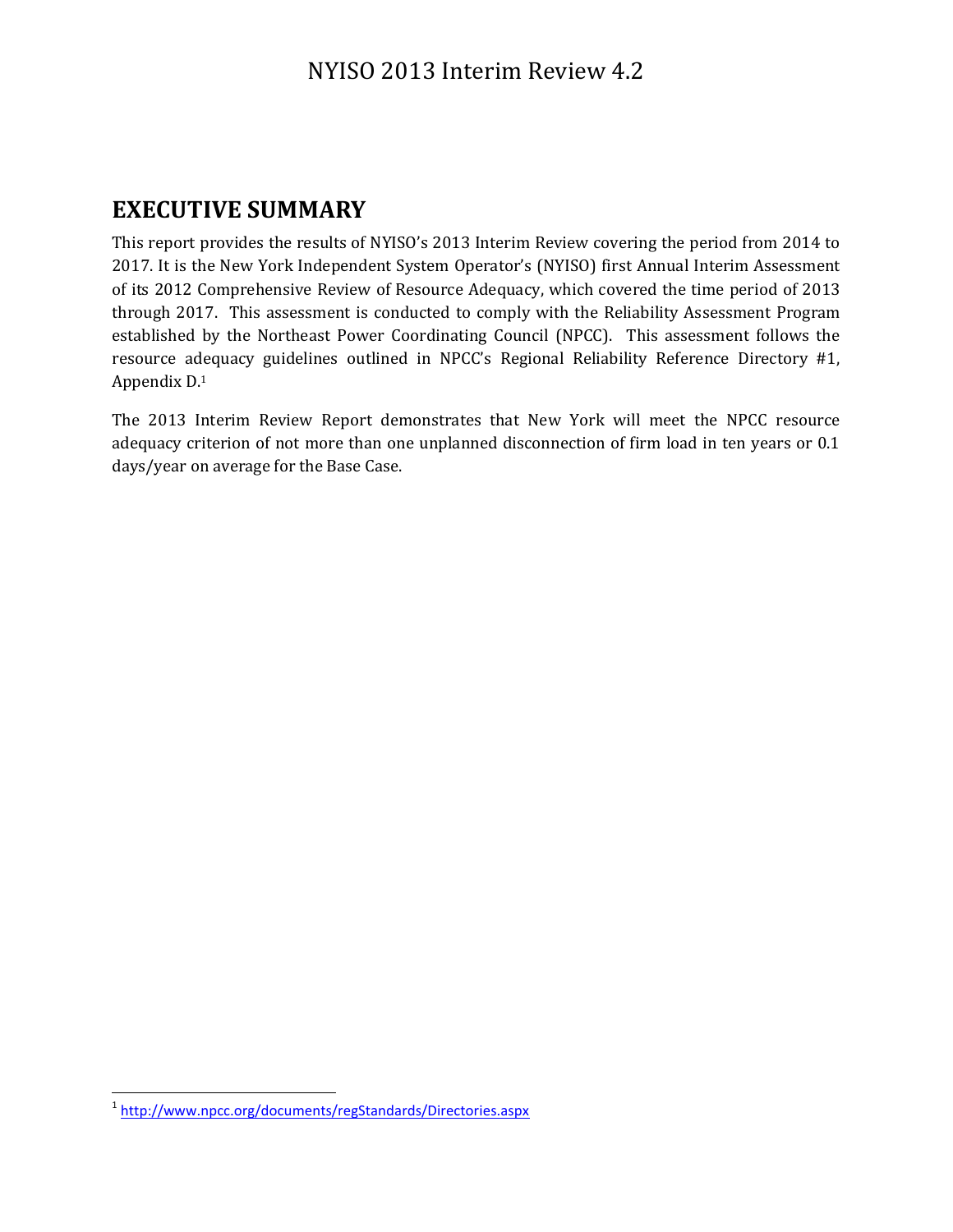## EXECUTIVE SUMMARY

This report provides the results of NYISO's 2013 Interim Review covering the period from 2014 to 2017. It is the New York Independent System Operator's (NYISO) first Annual Interim Assessment of its 2012 Comprehensive Review of Resource Adequacy, which covered the time period of 2013 through 2017. This assessment is conducted to comply with the Reliability Assessment Program established by the Northeast Power Coordinating Council (NPCC). This assessment follows the resource adequacy guidelines outlined in NPCC's Regional Reliability Reference Directory #1, Appendix D.[1]

The 2013 Interim Review Report demonstrates that New York will meet the NPCC resource adequacy criterion of not more than one unplanned disconnection of firm load in ten years or 0.1 days/year on average for the Base Case.

[1] http://www.npcc.org/documents/regStandards/Directories.aspx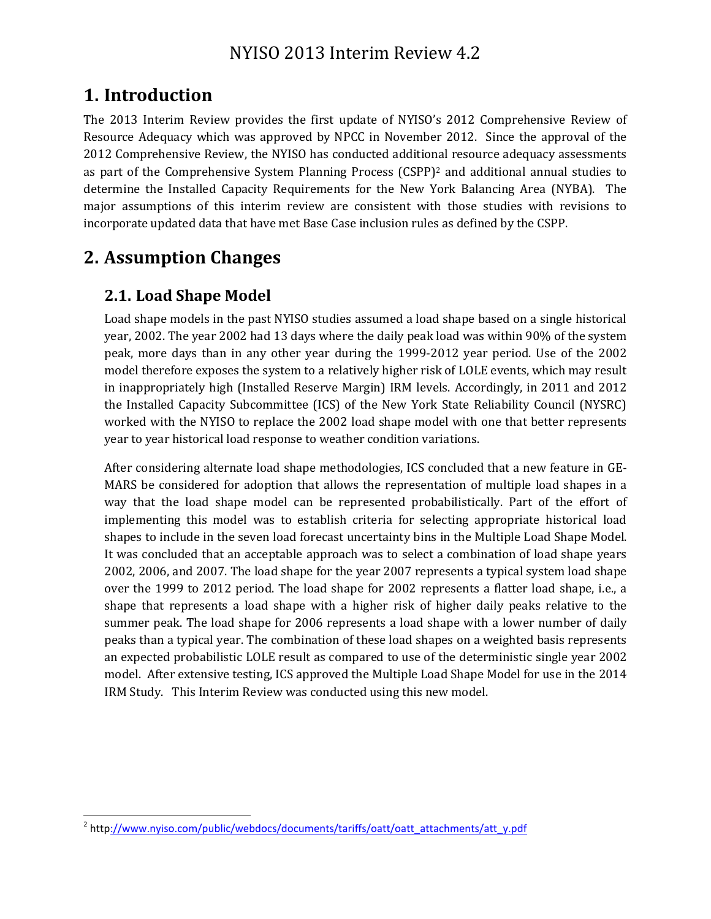# 1. Introduction

The 2013 Interim Review provides the first update of NYISO's 2012 Comprehensive Review of Resource Adequacy which was approved by NPCC in November 2012. Since the approval of the 2012 Comprehensive Review, the NYISO has conducted additional resource adequacy assessments as part of the Comprehensive System Planning Process (CSPP)[2] and additional annual studies to determine the Installed Capacity Requirements for the New York Balancing Area (NYBA). The major assumptions of this interim review are consistent with those studies with revisions to incorporate updated data that have met Base Case inclusion rules as defined by the CSPP.

# 2. Assumption Changes

## 2.1. Load Shape Model

Load shape models in the past NYISO studies assumed a load shape based on a single historical year, 2002. The year 2002 had 13 days where the daily peak load was within 90% of the system peak, more days than in any other year during the 1999-2012 year period. Use of the 2002 model therefore exposes the system to a relatively higher risk of LOLE events, which may result in inappropriately high (Installed Reserve Margin) IRM levels. Accordingly, in 2011 and 2012 the Installed Capacity Subcommittee (ICS) of the New York State Reliability Council (NYSRC) worked with the NYISO to replace the 2002 load shape model with one that better represents year to year historical load response to weather condition variations.

After considering alternate load shape methodologies, ICS concluded that a new feature in GE-MARS be considered for adoption that allows the representation of multiple load shapes in a way that the load shape model can be represented probabilistically. Part of the effort of implementing this model was to establish criteria for selecting appropriate historical load shapes to include in the seven load forecast uncertainty bins in the Multiple Load Shape Model. It was concluded that an acceptable approach was to select a combination of load shape years 2002, 2006, and 2007. The load shape for the year 2007 represents a typical system load shape over the 1999 to 2012 period. The load shape for 2002 represents a flatter load shape, i.e., a shape that represents a load shape with a higher risk of higher daily peaks relative to the summer peak. The load shape for 2006 represents a load shape with a lower number of daily peaks than a typical year. The combination of these load shapes on a weighted basis represents an expected probabilistic LOLE result as compared to use of the deterministic single year 2002 model. After extensive testing, ICS approved the Multiple Load Shape Model for use in the 2014 IRM Study. This Interim Review was conducted using this new model.

[2] http://www.nyiso.com/public/webdocs/documents/tariffs/oatt/oatt_attachments/att_y.pdf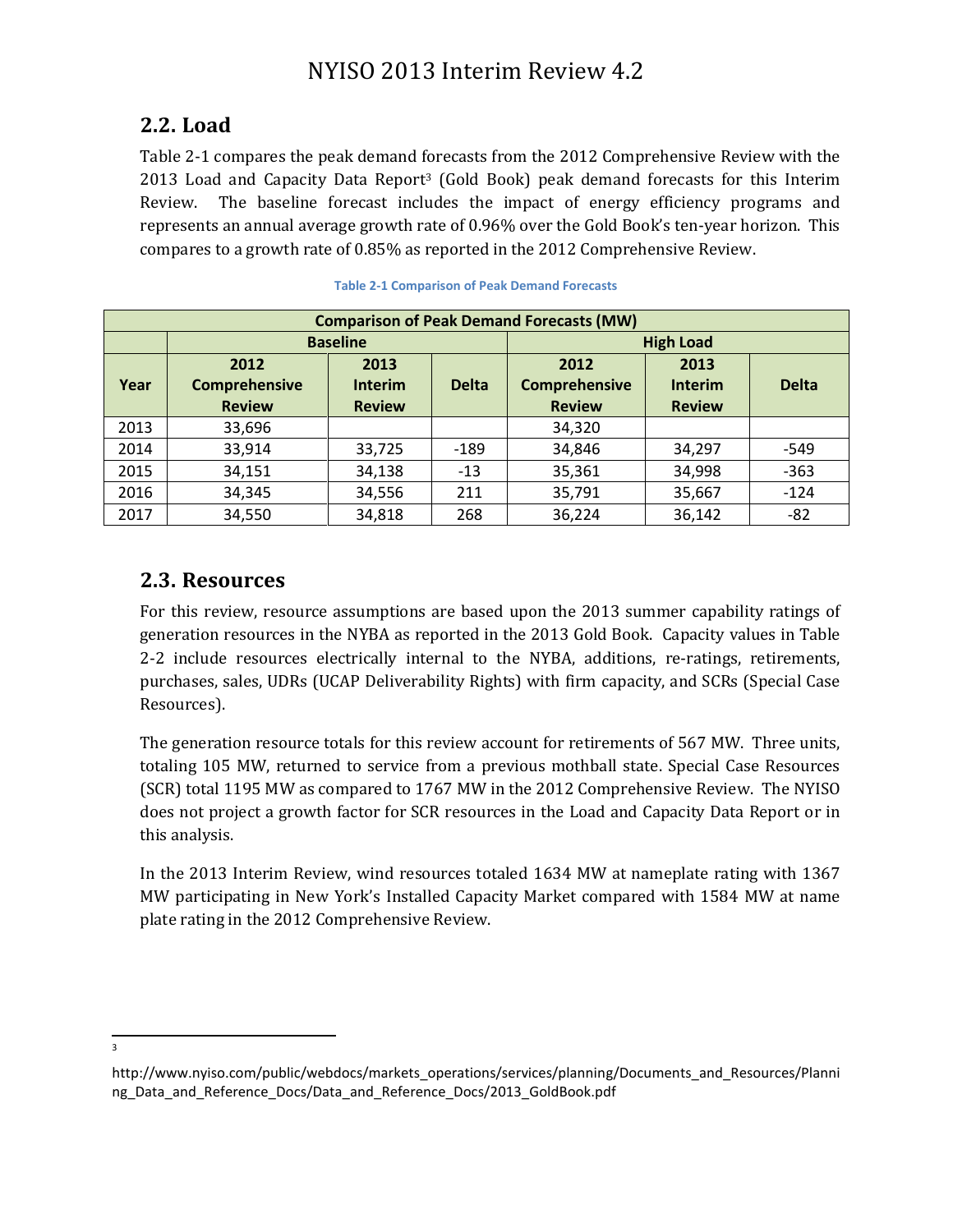## 2.2. Load

Table 2-1 compares the peak demand forecasts from the 2012 Comprehensive Review with the 2013 Load and Capacity Data Report[3] (Gold Book) peak demand forecasts for this Interim Review. The baseline forecast includes the impact of energy efficiency programs and represents an annual average growth rate of 0.96% over the Gold Book's ten-year horizon. This compares to a growth rate of 0.85% as reported in the 2012 Comprehensive Review.

**Table 2-1 Comparison of Peak Demand Forecasts**

| Comparison of Peak Demand Forecasts (MW) | | | | | | |
|---|---|---|---|---|---|---|
| | Baseline | | | High Load | | |
| Year | 2012 Comprehensive Review | 2013 Interim Review | Delta | 2012 Comprehensive Review | 2013 Interim Review | Delta |
| 2013 | 33,696 | | | 34,320 | | |
| 2014 | 33,914 | 33,725 | -189 | 34,846 | 34,297 | -549 |
| 2015 | 34,151 | 34,138 | -13 | 35,361 | 34,998 | -363 |
| 2016 | 34,345 | 34,556 | 211 | 35,791 | 35,667 | -124 |
| 2017 | 34,550 | 34,818 | 268 | 36,224 | 36,142 | -82 |

## 2.3. Resources

For this review, resource assumptions are based upon the 2013 summer capability ratings of generation resources in the NYBA as reported in the 2013 Gold Book. Capacity values in Table 2-2 include resources electrically internal to the NYBA, additions, re-ratings, retirements, purchases, sales, UDRs (UCAP Deliverability Rights) with firm capacity, and SCRs (Special Case Resources).

The generation resource totals for this review account for retirements of 567 MW. Three units, totaling 105 MW, returned to service from a previous mothball state. Special Case Resources (SCR) total 1195 MW as compared to 1767 MW in the 2012 Comprehensive Review. The NYISO does not project a growth factor for SCR resources in the Load and Capacity Data Report or in this analysis.

In the 2013 Interim Review, wind resources totaled 1634 MW at nameplate rating with 1367 MW participating in New York's Installed Capacity Market compared with 1584 MW at name plate rating in the 2012 Comprehensive Review.

---

[3] http://www.nyiso.com/public/webdocs/markets_operations/services/planning/Documents_and_Resources/Planning_Data_and_Reference_Docs/Data_and_Reference_Docs/2013_GoldBook.pdf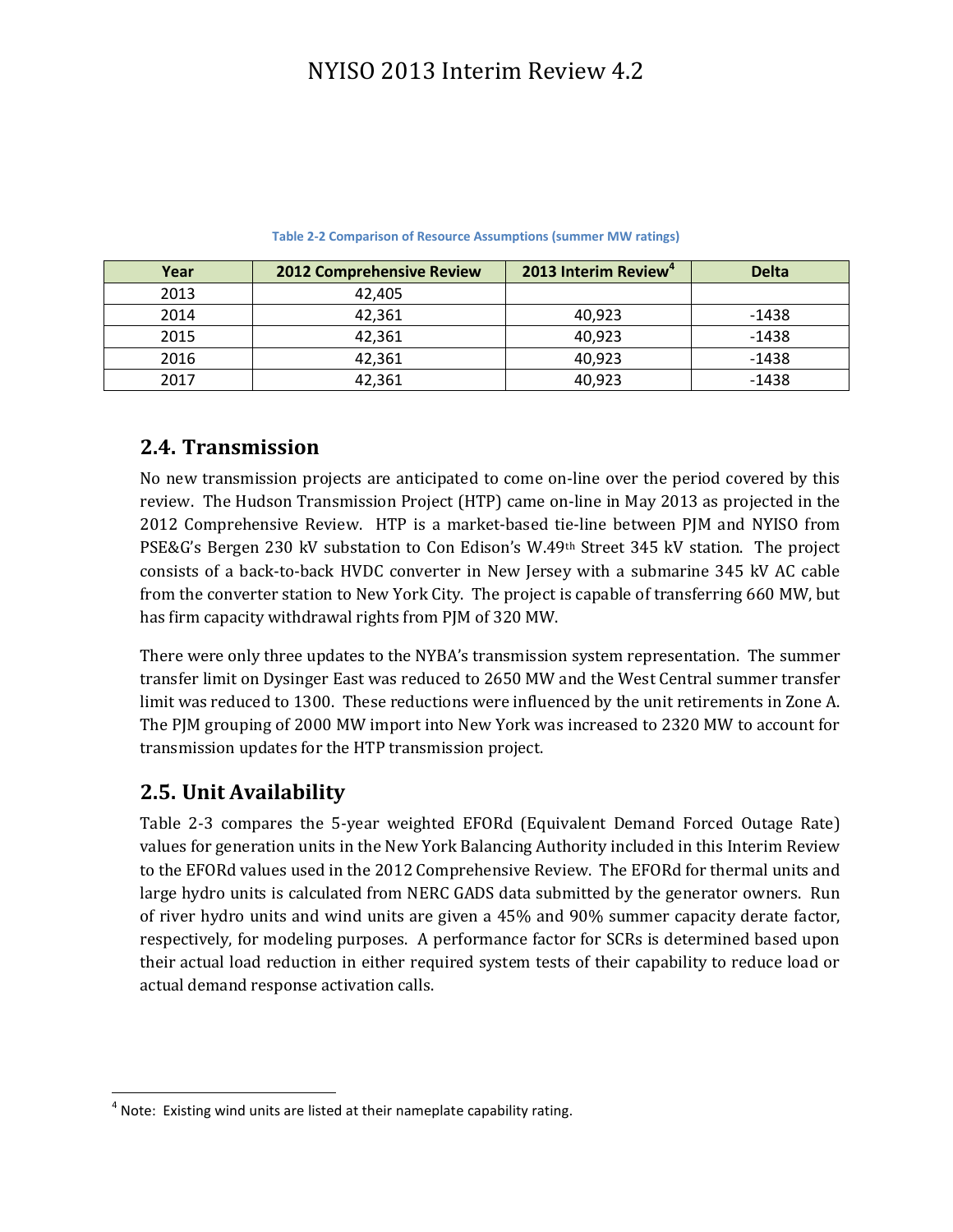Table 2-2 Comparison of Resource Assumptions (summer MW ratings)

| Year | 2012 Comprehensive Review | 2013 Interim Review[4] | Delta |
|---|---|---|---|
| 2013 | 42,405 | | |
| 2014 | 42,361 | 40,923 | -1438 |
| 2015 | 42,361 | 40,923 | -1438 |
| 2016 | 42,361 | 40,923 | -1438 |
| 2017 | 42,361 | 40,923 | -1438 |

## 2.4. Transmission

No new transmission projects are anticipated to come on-line over the period covered by this review. The Hudson Transmission Project (HTP) came on-line in May 2013 as projected in the 2012 Comprehensive Review. HTP is a market-based tie-line between PJM and NYISO from PSE&G's Bergen 230 kV substation to Con Edison's W.49th Street 345 kV station. The project consists of a back-to-back HVDC converter in New Jersey with a submarine 345 kV AC cable from the converter station to New York City. The project is capable of transferring 660 MW, but has firm capacity withdrawal rights from PJM of 320 MW.

There were only three updates to the NYBA's transmission system representation. The summer transfer limit on Dysinger East was reduced to 2650 MW and the West Central summer transfer limit was reduced to 1300. These reductions were influenced by the unit retirements in Zone A. The PJM grouping of 2000 MW import into New York was increased to 2320 MW to account for transmission updates for the HTP transmission project.

## 2.5. Unit Availability

Table 2-3 compares the 5-year weighted EFORd (Equivalent Demand Forced Outage Rate) values for generation units in the New York Balancing Authority included in this Interim Review to the EFORd values used in the 2012 Comprehensive Review. The EFORd for thermal units and large hydro units is calculated from NERC GADS data submitted by the generator owners. Run of river hydro units and wind units are given a 45% and 90% summer capacity derate factor, respectively, for modeling purposes. A performance factor for SCRs is determined based upon their actual load reduction in either required system tests of their capability to reduce load or actual demand response activation calls.

[4] Note: Existing wind units are listed at their nameplate capability rating.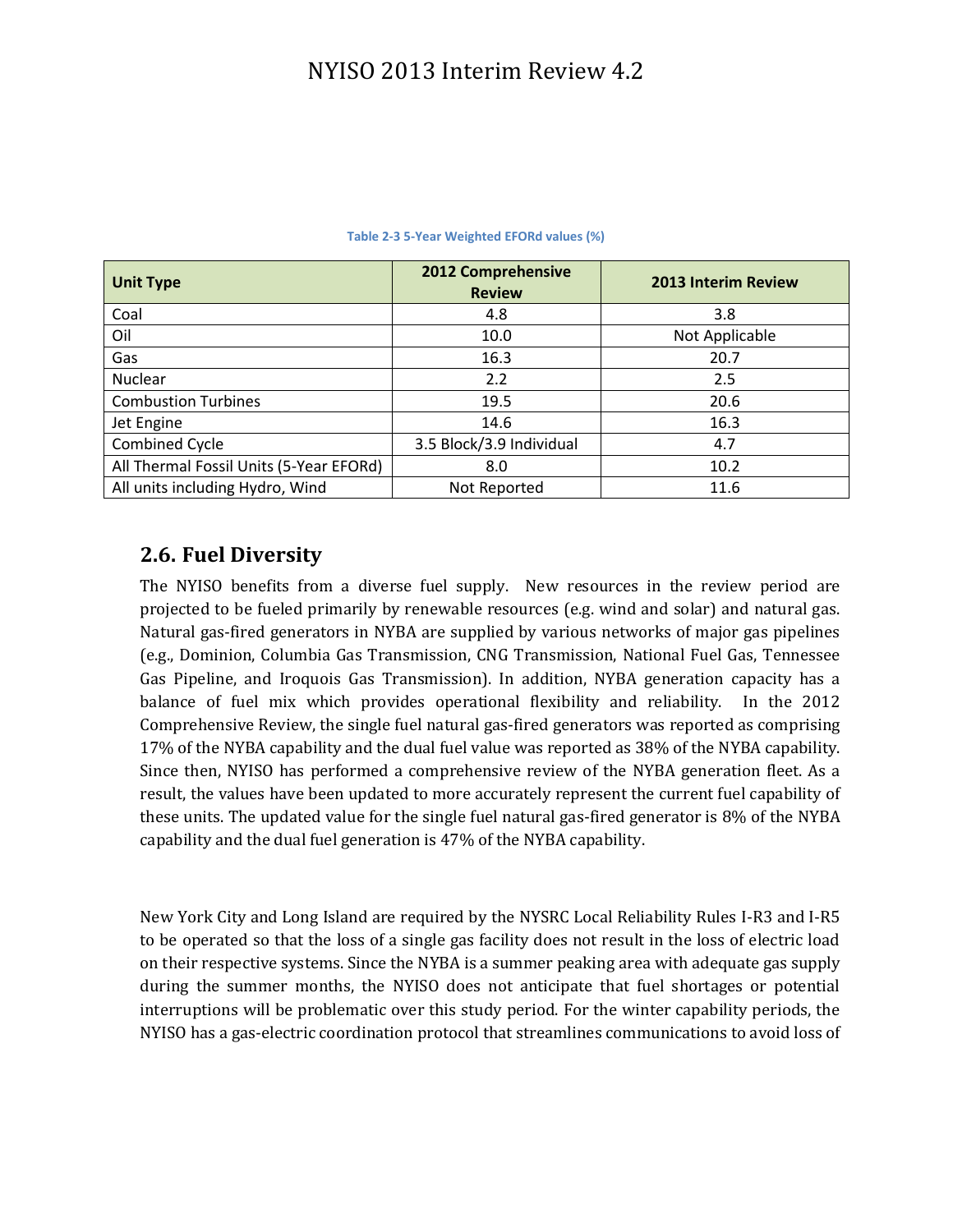Table 2-3 5-Year Weighted EFORd values (%)

| Unit Type | 2012 Comprehensive Review | 2013 Interim Review |
|---|---|---|
| Coal | 4.8 | 3.8 |
| Oil | 10.0 | Not Applicable |
| Gas | 16.3 | 20.7 |
| Nuclear | 2.2 | 2.5 |
| Combustion Turbines | 19.5 | 20.6 |
| Jet Engine | 14.6 | 16.3 |
| Combined Cycle | 3.5 Block/3.9 Individual | 4.7 |
| All Thermal Fossil Units (5-Year EFORd) | 8.0 | 10.2 |
| All units including Hydro, Wind | Not Reported | 11.6 |

## 2.6. Fuel Diversity

The NYISO benefits from a diverse fuel supply. New resources in the review period are projected to be fueled primarily by renewable resources (e.g. wind and solar) and natural gas. Natural gas-fired generators in NYBA are supplied by various networks of major gas pipelines (e.g., Dominion, Columbia Gas Transmission, CNG Transmission, National Fuel Gas, Tennessee Gas Pipeline, and Iroquois Gas Transmission). In addition, NYBA generation capacity has a balance of fuel mix which provides operational flexibility and reliability. In the 2012 Comprehensive Review, the single fuel natural gas-fired generators was reported as comprising 17% of the NYBA capability and the dual fuel value was reported as 38% of the NYBA capability. Since then, NYISO has performed a comprehensive review of the NYBA generation fleet. As a result, the values have been updated to more accurately represent the current fuel capability of these units. The updated value for the single fuel natural gas-fired generator is 8% of the NYBA capability and the dual fuel generation is 47% of the NYBA capability.

New York City and Long Island are required by the NYSRC Local Reliability Rules I-R3 and I-R5 to be operated so that the loss of a single gas facility does not result in the loss of electric load on their respective systems. Since the NYBA is a summer peaking area with adequate gas supply during the summer months, the NYISO does not anticipate that fuel shortages or potential interruptions will be problematic over this study period. For the winter capability periods, the NYISO has a gas-electric coordination protocol that streamlines communications to avoid loss of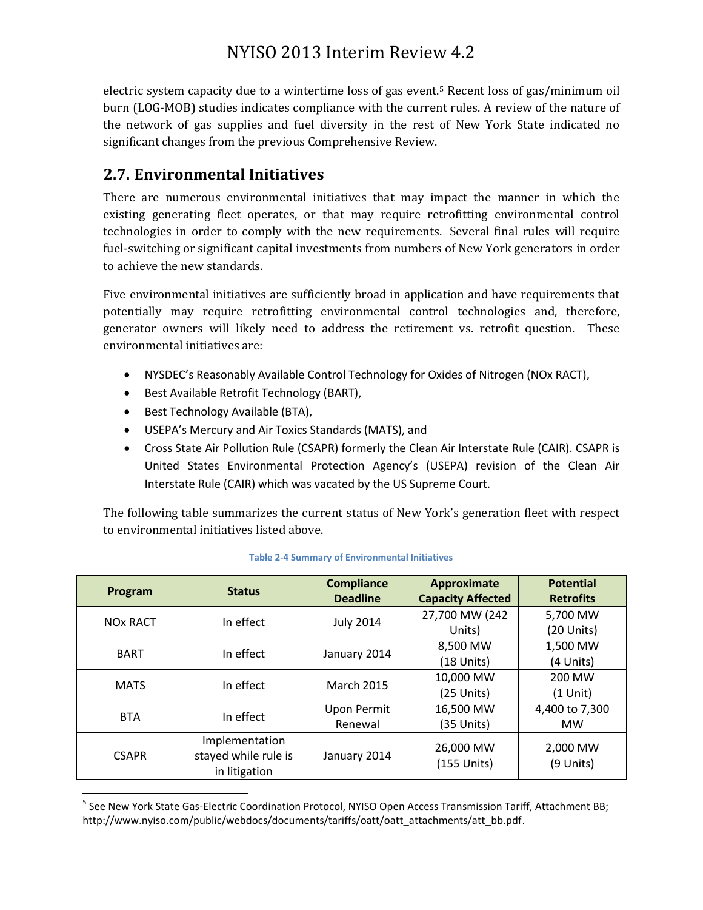electric system capacity due to a wintertime loss of gas event.[5] Recent loss of gas/minimum oil burn (LOG-MOB) studies indicates compliance with the current rules. A review of the nature of the network of gas supplies and fuel diversity in the rest of New York State indicated no significant changes from the previous Comprehensive Review.

## 2.7. Environmental Initiatives

There are numerous environmental initiatives that may impact the manner in which the existing generating fleet operates, or that may require retrofitting environmental control technologies in order to comply with the new requirements. Several final rules will require fuel-switching or significant capital investments from numbers of New York generators in order to achieve the new standards.

Five environmental initiatives are sufficiently broad in application and have requirements that potentially may require retrofitting environmental control technologies and, therefore, generator owners will likely need to address the retirement vs. retrofit question. These environmental initiatives are:

- NYSDEC's Reasonably Available Control Technology for Oxides of Nitrogen (NOx RACT),
- Best Available Retrofit Technology (BART),
- Best Technology Available (BTA),
- USEPA's Mercury and Air Toxics Standards (MATS), and
- Cross State Air Pollution Rule (CSAPR) formerly the Clean Air Interstate Rule (CAIR). CSAPR is United States Environmental Protection Agency's (USEPA) revision of the Clean Air Interstate Rule (CAIR) which was vacated by the US Supreme Court.

The following table summarizes the current status of New York's generation fleet with respect to environmental initiatives listed above.

Table 2-4 Summary of Environmental Initiatives

| Program | Status | Compliance Deadline | Approximate Capacity Affected | Potential Retrofits |
|---|---|---|---|---|
| NOx RACT | In effect | July 2014 | 27,700 MW (242 Units) | 5,700 MW (20 Units) |
| BART | In effect | January 2014 | 8,500 MW (18 Units) | 1,500 MW (4 Units) |
| MATS | In effect | March 2015 | 10,000 MW (25 Units) | 200 MW (1 Unit) |
| BTA | In effect | Upon Permit Renewal | 16,500 MW (35 Units) | 4,400 to 7,300 MW |
| CSAPR | Implementation stayed while rule is in litigation | January 2014 | 26,000 MW (155 Units) | 2,000 MW (9 Units) |

[5] See New York State Gas-Electric Coordination Protocol, NYISO Open Access Transmission Tariff, Attachment BB; http://www.nyiso.com/public/webdocs/documents/tariffs/oatt/oatt_attachments/att_bb.pdf.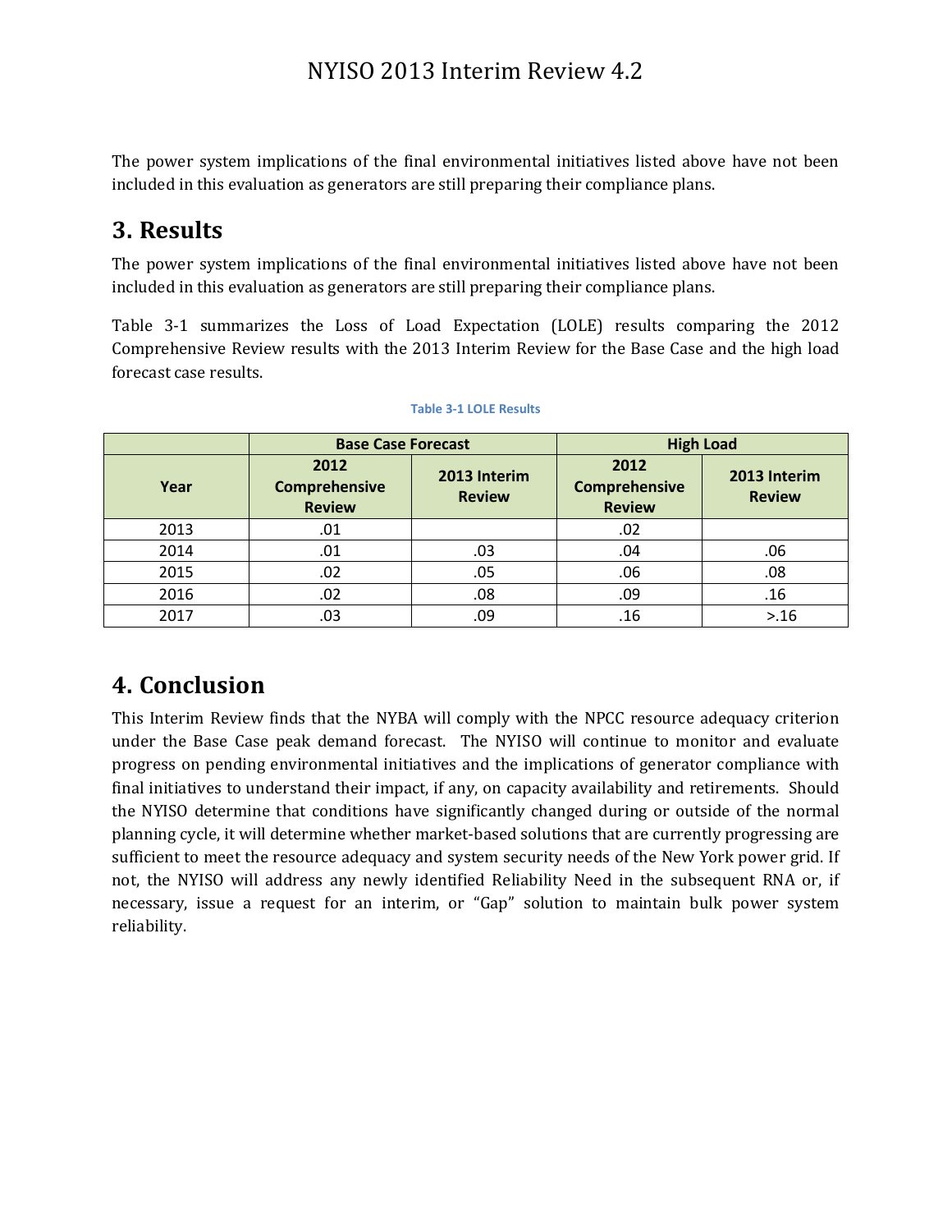The power system implications of the final environmental initiatives listed above have not been included in this evaluation as generators are still preparing their compliance plans.

## 3. Results

The power system implications of the final environmental initiatives listed above have not been included in this evaluation as generators are still preparing their compliance plans.

Table 3-1 summarizes the Loss of Load Expectation (LOLE) results comparing the 2012 Comprehensive Review results with the 2013 Interim Review for the Base Case and the high load forecast case results.

**Table 3-1 LOLE Results**

| | Base Case Forecast | | High Load | |
|---|---|---|---|---|
| **Year** | **2012 Comprehensive Review** | **2013 Interim Review** | **2012 Comprehensive Review** | **2013 Interim Review** |
| 2013 | .01 | | .02 | |
| 2014 | .01 | .03 | .04 | .06 |
| 2015 | .02 | .05 | .06 | .08 |
| 2016 | .02 | .08 | .09 | .16 |
| 2017 | .03 | .09 | .16 | >.16 |

## 4. Conclusion

This Interim Review finds that the NYBA will comply with the NPCC resource adequacy criterion under the Base Case peak demand forecast. The NYISO will continue to monitor and evaluate progress on pending environmental initiatives and the implications of generator compliance with final initiatives to understand their impact, if any, on capacity availability and retirements. Should the NYISO determine that conditions have significantly changed during or outside of the normal planning cycle, it will determine whether market-based solutions that are currently progressing are sufficient to meet the resource adequacy and system security needs of the New York power grid. If not, the NYISO will address any newly identified Reliability Need in the subsequent RNA or, if necessary, issue a request for an interim, or "Gap" solution to maintain bulk power system reliability.